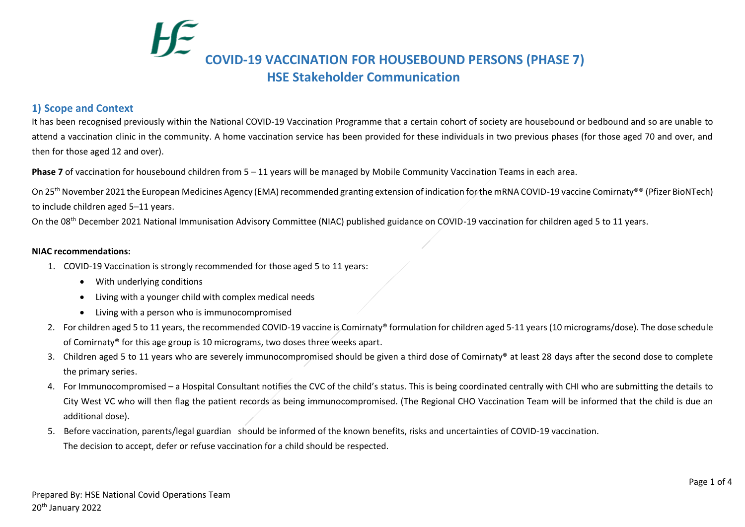# COVID-19 VACCINATION FOR HOUSEBOUND PERSONS (PHASE 7)

## HSE Stakeholder Communication

### 1) Scope and Context

It has been recognised previously within the National COVID-19 Vaccination Programme that a certain cohort of society are housebound or bedbound and so are unable to attend a vaccination clinic in the community. A home vaccination service has been provided for these individuals in two previous phases (for those aged 70 and over, and then for those aged 12 and over).

**Phase 7** of vaccination for housebound children from 5 – 11 years will be managed by Mobile Community Vaccination Teams in each area.

On 25th November 2021 the European Medicines Agency (EMA) recommended granting extension of indication for the mRNA COVID-19 vaccine Comirnaty®® (Pfizer BioNTech) to include children aged 5–11 years.

On the 08th December 2021 National Immunisation Advisory Committee (NIAC) published guidance on COVID-19 vaccination for children aged 5 to 11 years.

**NIAC recommendations:**

1. COVID-19 Vaccination is strongly recommended for those aged 5 to 11 years:
   - With underlying conditions
   - Living with a younger child with complex medical needs
   - Living with a person who is immunocompromised
2. For children aged 5 to 11 years, the recommended COVID-19 vaccine is Comirnaty® formulation for children aged 5-11 years (10 micrograms/dose). The dose schedule of Comirnaty® for this age group is 10 micrograms, two doses three weeks apart.
3. Children aged 5 to 11 years who are severely immunocompromised should be given a third dose of Comirnaty® at least 28 days after the second dose to complete the primary series.
4. For Immunocompromised – a Hospital Consultant notifies the CVC of the child's status. This is being coordinated centrally with CHI who are submitting the details to City West VC who will then flag the patient records as being immunocompromised. (The Regional CHO Vaccination Team will be informed that the child is due an additional dose).
5. Before vaccination, parents/legal guardian should be informed of the known benefits, risks and uncertainties of COVID-19 vaccination. The decision to accept, defer or refuse vaccination for a child should be respected.

Prepared By: HSE National Covid Operations Team
20th January 2022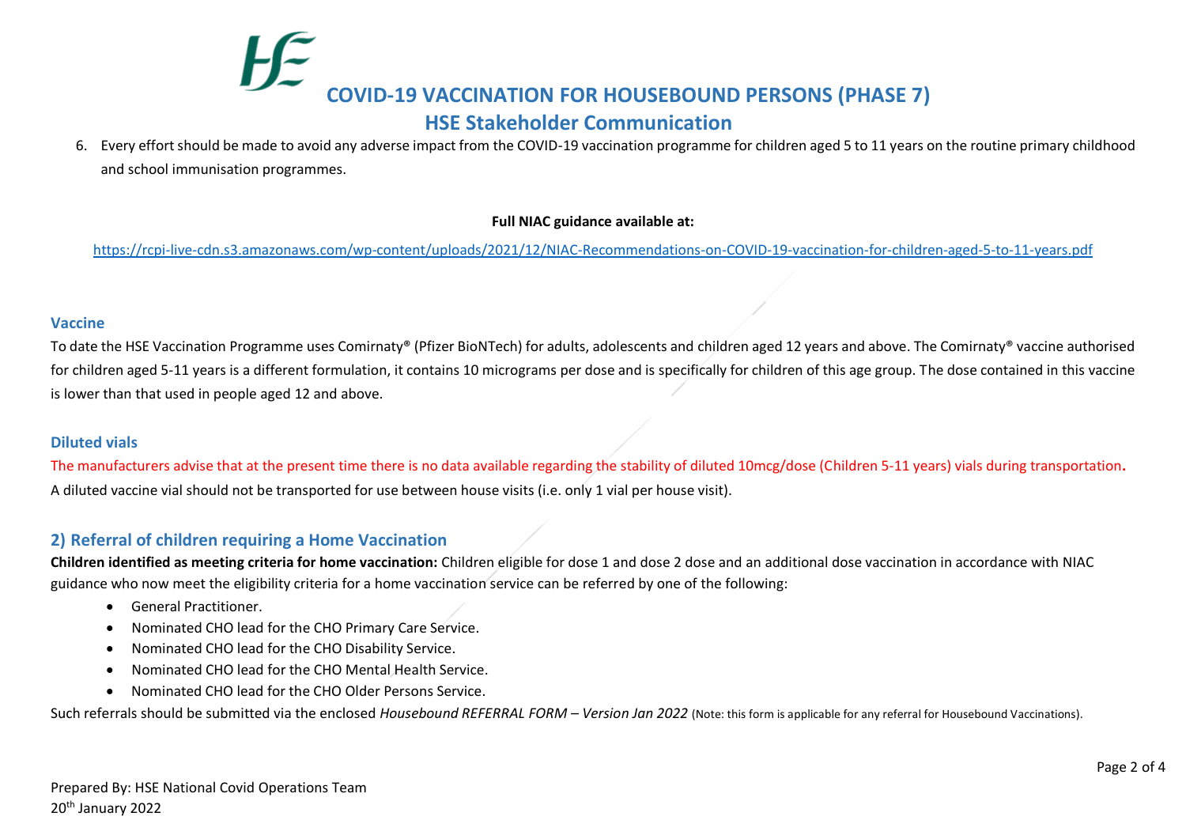6. Every effort should be made to avoid any adverse impact from the COVID-19 vaccination programme for children aged 5 to 11 years on the routine primary childhood and school immunisation programmes.

**Full NIAC guidance available at:**

https://rcpi-live-cdn.s3.amazonaws.com/wp-content/uploads/2021/12/NIAC-Recommendations-on-COVID-19-vaccination-for-children-aged-5-to-11-years.pdf

### Vaccine

To date the HSE Vaccination Programme uses Comirnaty® (Pfizer BioNTech) for adults, adolescents and children aged 12 years and above. The Comirnaty® vaccine authorised for children aged 5-11 years is a different formulation, it contains 10 micrograms per dose and is specifically for children of this age group. The dose contained in this vaccine is lower than that used in people aged 12 and above.

### Diluted vials

The manufacturers advise that at the present time there is no data available regarding the stability of diluted 10mcg/dose (Children 5-11 years) vials during transportation**.**
A diluted vaccine vial should not be transported for use between house visits (i.e. only 1 vial per house visit).

## 2) Referral of children requiring a Home Vaccination

**Children identified as meeting criteria for home vaccination:** Children eligible for dose 1 and dose 2 dose and an additional dose vaccination in accordance with NIAC guidance who now meet the eligibility criteria for a home vaccination service can be referred by one of the following:

- General Practitioner.
- Nominated CHO lead for the CHO Primary Care Service.
- Nominated CHO lead for the CHO Disability Service.
- Nominated CHO lead for the CHO Mental Health Service.
- Nominated CHO lead for the CHO Older Persons Service.

Such referrals should be submitted via the enclosed *Housebound REFERRAL FORM – Version Jan 2022* (Note: this form is applicable for any referral for Housebound Vaccinations).

Prepared By: HSE National Covid Operations Team
20th January 2022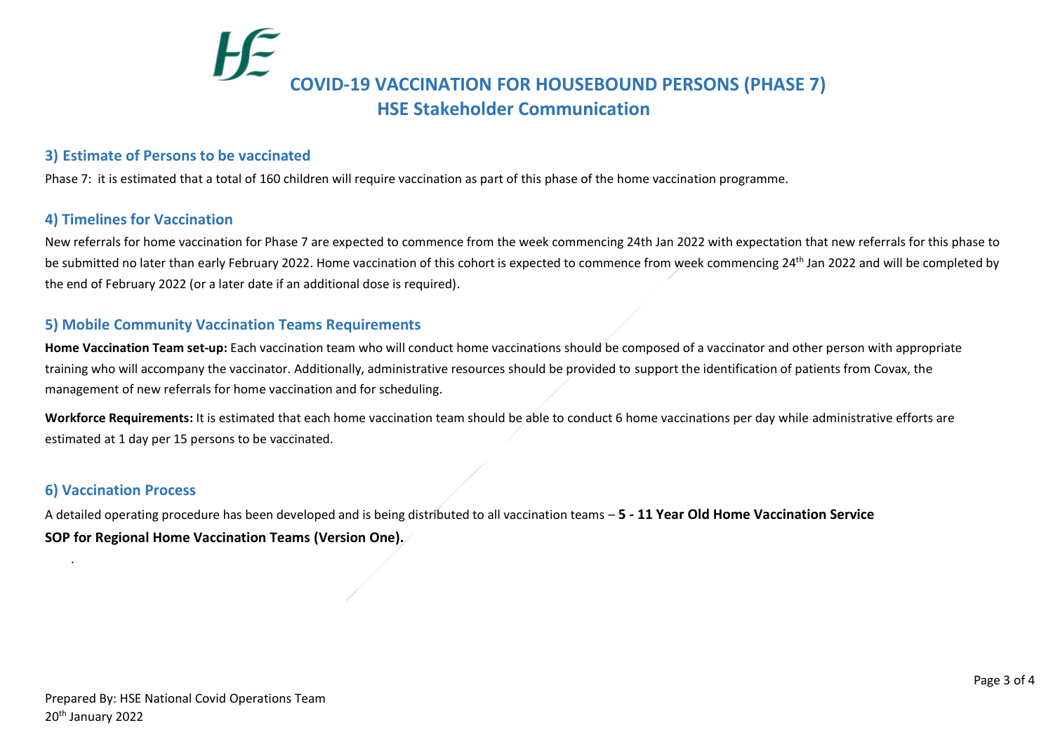### 3) Estimate of Persons to be vaccinated

Phase 7: it is estimated that a total of 160 children will require vaccination as part of this phase of the home vaccination programme.

### 4) Timelines for Vaccination

New referrals for home vaccination for Phase 7 are expected to commence from the week commencing 24th Jan 2022 with expectation that new referrals for this phase to be submitted no later than early February 2022. Home vaccination of this cohort is expected to commence from week commencing 24th Jan 2022 and will be completed by the end of February 2022 (or a later date if an additional dose is required).

### 5) Mobile Community Vaccination Teams Requirements

**Home Vaccination Team set-up:** Each vaccination team who will conduct home vaccinations should be composed of a vaccinator and other person with appropriate training who will accompany the vaccinator. Additionally, administrative resources should be provided to support the identification of patients from Covax, the management of new referrals for home vaccination and for scheduling.

**Workforce Requirements:** It is estimated that each home vaccination team should be able to conduct 6 home vaccinations per day while administrative efforts are estimated at 1 day per 15 persons to be vaccinated.

### 6) Vaccination Process

A detailed operating procedure has been developed and is being distributed to all vaccination teams – **5 - 11 Year Old Home Vaccination Service SOP for Regional Home Vaccination Teams (Version One).**